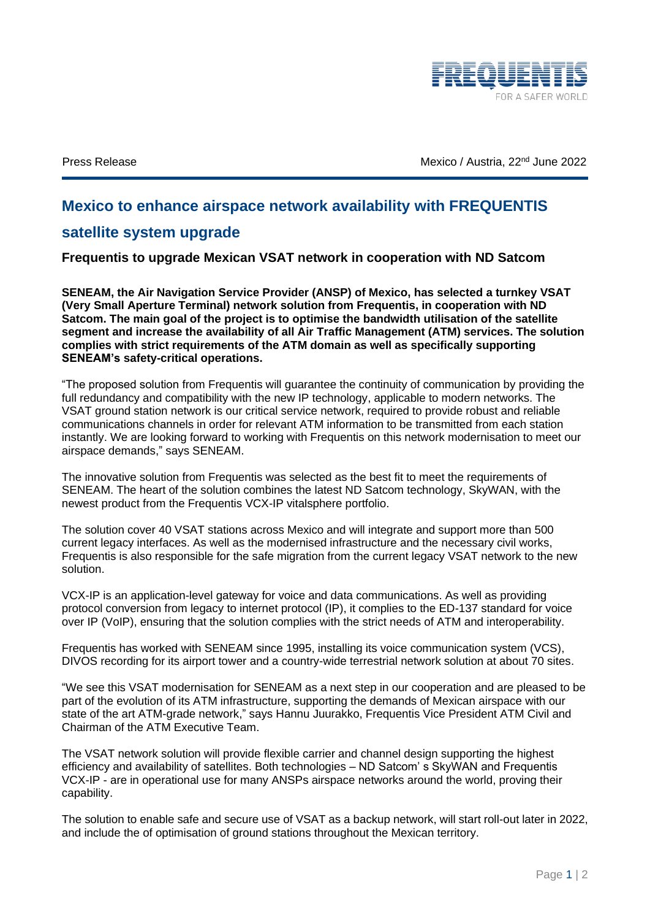Press Release

Mexico / Austria, 22nd June 2022

# Mexico to enhance airspace network availability with FREQUENTIS satellite system upgrade

### Frequentis to upgrade Mexican VSAT network in cooperation with ND Satcom

**SENEAM, the Air Navigation Service Provider (ANSP) of Mexico, has selected a turnkey VSAT (Very Small Aperture Terminal) network solution from Frequentis, in cooperation with ND Satcom. The main goal of the project is to optimise the bandwidth utilisation of the satellite segment and increase the availability of all Air Traffic Management (ATM) services. The solution complies with strict requirements of the ATM domain as well as specifically supporting SENEAM's safety-critical operations.**

"The proposed solution from Frequentis will guarantee the continuity of communication by providing the full redundancy and compatibility with the new IP technology, applicable to modern networks. The VSAT ground station network is our critical service network, required to provide robust and reliable communications channels in order for relevant ATM information to be transmitted from each station instantly. We are looking forward to working with Frequentis on this network modernisation to meet our airspace demands," says SENEAM.

The innovative solution from Frequentis was selected as the best fit to meet the requirements of SENEAM. The heart of the solution combines the latest ND Satcom technology, SkyWAN, with the newest product from the Frequentis VCX-IP vitalsphere portfolio.

The solution cover 40 VSAT stations across Mexico and will integrate and support more than 500 current legacy interfaces. As well as the modernised infrastructure and the necessary civil works, Frequentis is also responsible for the safe migration from the current legacy VSAT network to the new solution.

VCX-IP is an application-level gateway for voice and data communications. As well as providing protocol conversion from legacy to internet protocol (IP), it complies to the ED-137 standard for voice over IP (VoIP), ensuring that the solution complies with the strict needs of ATM and interoperability.

Frequentis has worked with SENEAM since 1995, installing its voice communication system (VCS), DIVOS recording for its airport tower and a country-wide terrestrial network solution at about 70 sites.

"We see this VSAT modernisation for SENEAM as a next step in our cooperation and are pleased to be part of the evolution of its ATM infrastructure, supporting the demands of Mexican airspace with our state of the art ATM-grade network," says Hannu Juurakko, Frequentis Vice President ATM Civil and Chairman of the ATM Executive Team.

The VSAT network solution will provide flexible carrier and channel design supporting the highest efficiency and availability of satellites. Both technologies – ND Satcom' s SkyWAN and Frequentis VCX-IP - are in operational use for many ANSPs airspace networks around the world, proving their capability.

The solution to enable safe and secure use of VSAT as a backup network, will start roll-out later in 2022, and include the of optimisation of ground stations throughout the Mexican territory.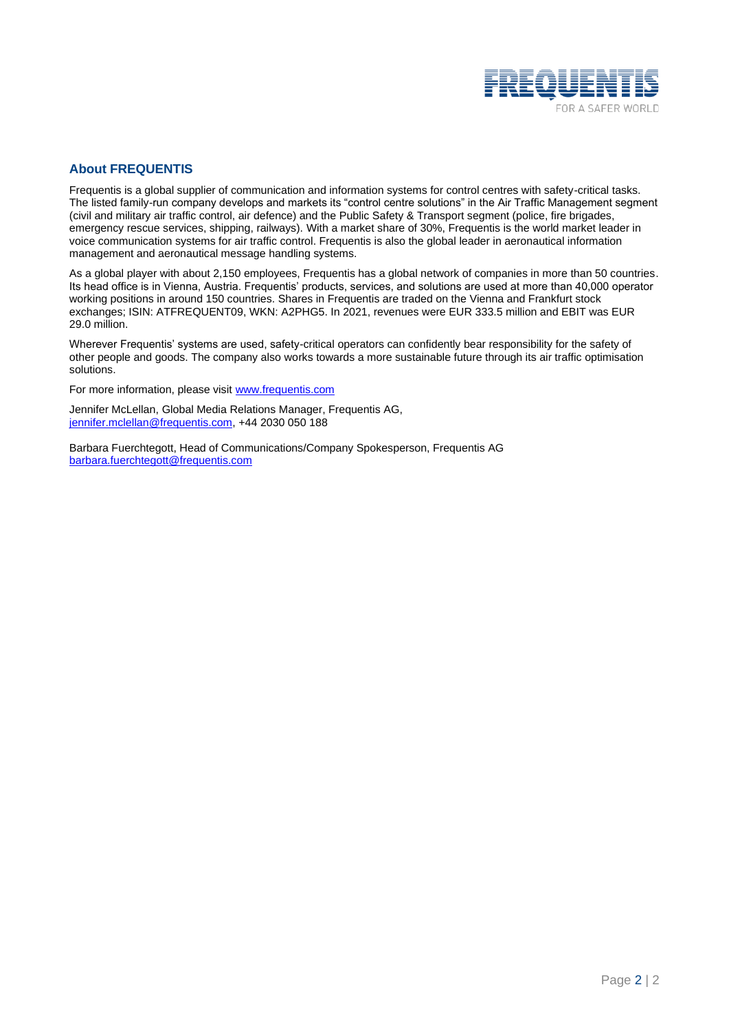## About FREQUENTIS

Frequentis is a global supplier of communication and information systems for control centres with safety-critical tasks. The listed family-run company develops and markets its “control centre solutions” in the Air Traffic Management segment (civil and military air traffic control, air defence) and the Public Safety & Transport segment (police, fire brigades, emergency rescue services, shipping, railways). With a market share of 30%, Frequentis is the world market leader in voice communication systems for air traffic control. Frequentis is also the global leader in aeronautical information management and aeronautical message handling systems.

As a global player with about 2,150 employees, Frequentis has a global network of companies in more than 50 countries. Its head office is in Vienna, Austria. Frequentis’ products, services, and solutions are used at more than 40,000 operator working positions in around 150 countries. Shares in Frequentis are traded on the Vienna and Frankfurt stock exchanges; ISIN: ATFREQUENT09, WKN: A2PHG5. In 2021, revenues were EUR 333.5 million and EBIT was EUR 29.0 million.

Wherever Frequentis’ systems are used, safety-critical operators can confidently bear responsibility for the safety of other people and goods. The company also works towards a more sustainable future through its air traffic optimisation solutions.

For more information, please visit [www.frequentis.com](http://www.frequentis.com)

Jennifer McLellan, Global Media Relations Manager, Frequentis AG,
jennifer.mclellan@frequentis.com, +44 2030 050 188

Barbara Fuerchtegott, Head of Communications/Company Spokesperson, Frequentis AG
barbara.fuerchtegott@frequentis.com